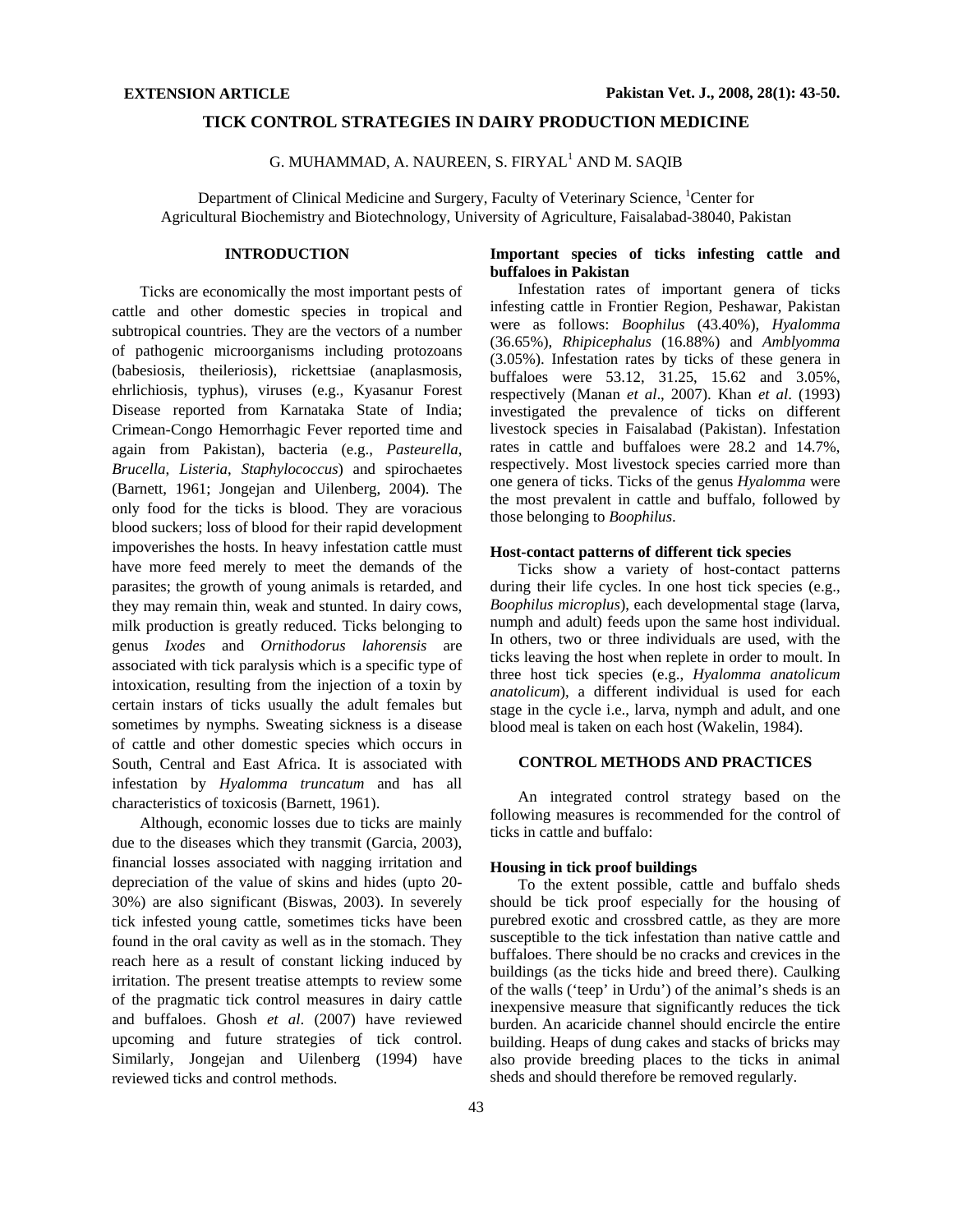**EXTENSION ARTICLE**

# TICK CONTROL STRATEGIES IN DAIRY PRODUCTION MEDICINE

G. MUHAMMAD, A. NAUREEN, S. FIRYAL[1] AND M. SAQIB

Department of Clinical Medicine and Surgery, Faculty of Veterinary Science, [1]Center for Agricultural Biochemistry and Biotechnology, University of Agriculture, Faisalabad-38040, Pakistan

## INTRODUCTION

Ticks are economically the most important pests of cattle and other domestic species in tropical and subtropical countries. They are the vectors of a number of pathogenic microorganisms including protozoans (babesiosis, theileriosis), rickettsiae (anaplasmosis, ehrlichiosis, typhus), viruses (e.g., Kyasanur Forest Disease reported from Karnataka State of India; Crimean-Congo Hemorrhagic Fever reported time and again from Pakistan), bacteria (e.g., *Pasteurella*, *Brucella*, *Listeria*, *Staphylococcus*) and spirochaetes (Barnett, 1961; Jongejan and Uilenberg, 2004). The only food for the ticks is blood. They are voracious blood suckers; loss of blood for their rapid development impoverishes the hosts. In heavy infestation cattle must have more feed merely to meet the demands of the parasites; the growth of young animals is retarded, and they may remain thin, weak and stunted. In dairy cows, milk production is greatly reduced. Ticks belonging to genus *Ixodes* and *Ornithodorus lahorensis* are associated with tick paralysis which is a specific type of intoxication, resulting from the injection of a toxin by certain instars of ticks usually the adult females but sometimes by nymphs. Sweating sickness is a disease of cattle and other domestic species which occurs in South, Central and East Africa. It is associated with infestation by *Hyalomma truncatum* and has all characteristics of toxicosis (Barnett, 1961).

Although, economic losses due to ticks are mainly due to the diseases which they transmit (Garcia, 2003), financial losses associated with nagging irritation and depreciation of the value of skins and hides (upto 20-30%) are also significant (Biswas, 2003). In severely tick infested young cattle, sometimes ticks have been found in the oral cavity as well as in the stomach. They reach here as a result of constant licking induced by irritation. The present treatise attempts to review some of the pragmatic tick control measures in dairy cattle and buffaloes. Ghosh *et al*. (2007) have reviewed upcoming and future strategies of tick control. Similarly, Jongejan and Uilenberg (1994) have reviewed ticks and control methods.

### Important species of ticks infesting cattle and buffaloes in Pakistan

Infestation rates of important genera of ticks infesting cattle in Frontier Region, Peshawar, Pakistan were as follows: *Boophilus* (43.40%), *Hyalomma* (36.65%), *Rhipicephalus* (16.88%) and *Amblyomma* (3.05%). Infestation rates by ticks of these genera in buffaloes were 53.12, 31.25, 15.62 and 3.05%, respectively (Manan *et al*., 2007). Khan *et al*. (1993) investigated the prevalence of ticks on different livestock species in Faisalabad (Pakistan). Infestation rates in cattle and buffaloes were 28.2 and 14.7%, respectively. Most livestock species carried more than one genera of ticks. Ticks of the genus *Hyalomma* were the most prevalent in cattle and buffalo, followed by those belonging to *Boophilus*.

### Host-contact patterns of different tick species

Ticks show a variety of host-contact patterns during their life cycles. In one host tick species (e.g., *Boophilus microplus*), each developmental stage (larva, numph and adult) feeds upon the same host individual. In others, two or three individuals are used, with the ticks leaving the host when replete in order to moult. In three host tick species (e.g., *Hyalomma anatolicum anatolicum*), a different individual is used for each stage in the cycle i.e., larva, nymph and adult, and one blood meal is taken on each host (Wakelin, 1984).

## CONTROL METHODS AND PRACTICES

An integrated control strategy based on the following measures is recommended for the control of ticks in cattle and buffalo:

### Housing in tick proof buildings

To the extent possible, cattle and buffalo sheds should be tick proof especially for the housing of purebred exotic and crossbred cattle, as they are more susceptible to the tick infestation than native cattle and buffaloes. There should be no cracks and crevices in the buildings (as the ticks hide and breed there). Caulking of the walls ('teep' in Urdu) of the animal's sheds is an inexpensive measure that significantly reduces the tick burden. An acaricide channel should encircle the entire building. Heaps of dung cakes and stacks of bricks may also provide breeding places to the ticks in animal sheds and should therefore be removed regularly.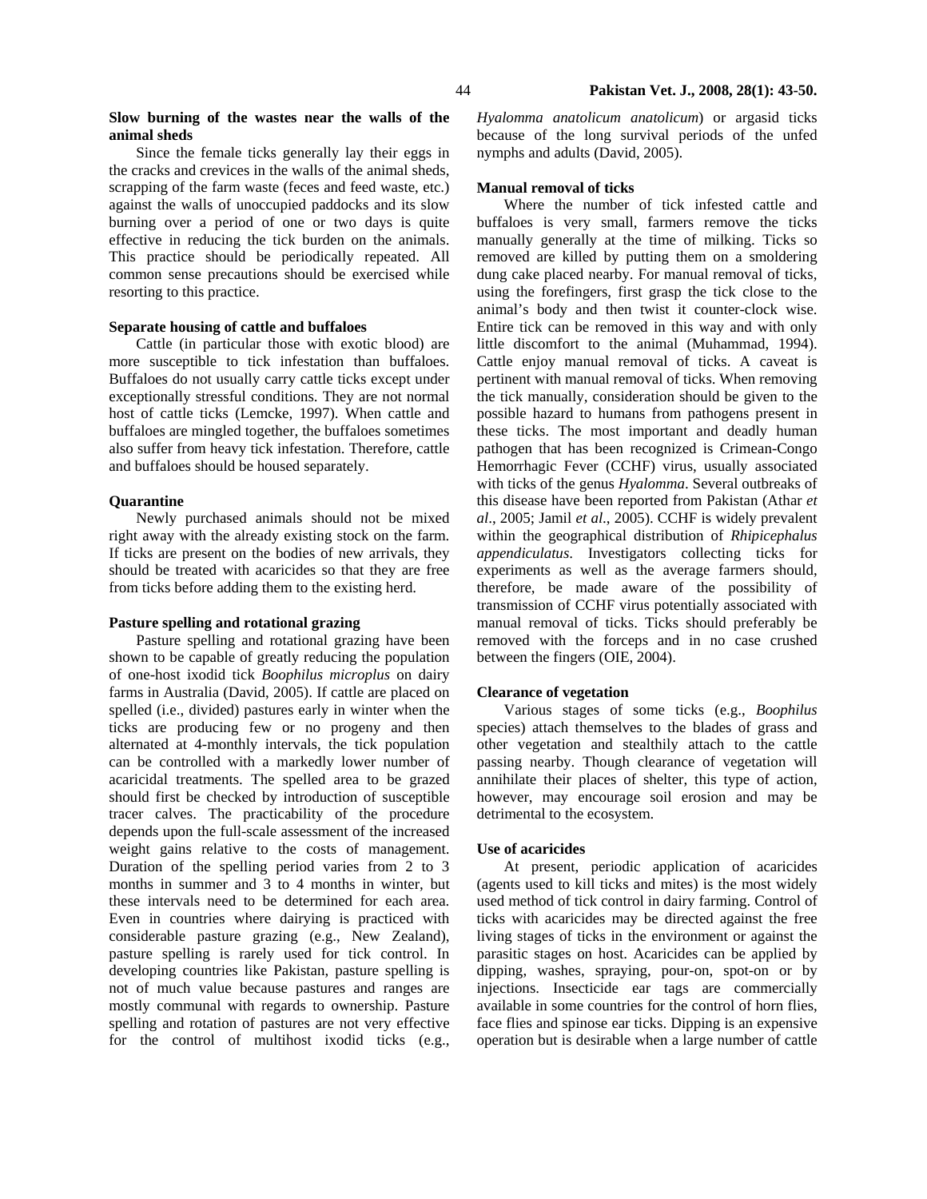**Slow burning of the wastes near the walls of the animal sheds**

Since the female ticks generally lay their eggs in the cracks and crevices in the walls of the animal sheds, scrapping of the farm waste (feces and feed waste, etc.) against the walls of unoccupied paddocks and its slow burning over a period of one or two days is quite effective in reducing the tick burden on the animals. This practice should be periodically repeated. All common sense precautions should be exercised while resorting to this practice.

**Separate housing of cattle and buffaloes**

Cattle (in particular those with exotic blood) are more susceptible to tick infestation than buffaloes. Buffaloes do not usually carry cattle ticks except under exceptionally stressful conditions. They are not normal host of cattle ticks (Lemcke, 1997). When cattle and buffaloes are mingled together, the buffaloes sometimes also suffer from heavy tick infestation. Therefore, cattle and buffaloes should be housed separately.

**Quarantine**

Newly purchased animals should not be mixed right away with the already existing stock on the farm. If ticks are present on the bodies of new arrivals, they should be treated with acaricides so that they are free from ticks before adding them to the existing herd.

**Pasture spelling and rotational grazing**

Pasture spelling and rotational grazing have been shown to be capable of greatly reducing the population of one-host ixodid tick *Boophilus microplus* on dairy farms in Australia (David, 2005). If cattle are placed on spelled (i.e., divided) pastures early in winter when the ticks are producing few or no progeny and then alternated at 4-monthly intervals, the tick population can be controlled with a markedly lower number of acaricidal treatments. The spelled area to be grazed should first be checked by introduction of susceptible tracer calves. The practicability of the procedure depends upon the full-scale assessment of the increased weight gains relative to the costs of management. Duration of the spelling period varies from 2 to 3 months in summer and 3 to 4 months in winter, but these intervals need to be determined for each area. Even in countries where dairying is practiced with considerable pasture grazing (e.g., New Zealand), pasture spelling is rarely used for tick control. In developing countries like Pakistan, pasture spelling is not of much value because pastures and ranges are mostly communal with regards to ownership. Pasture spelling and rotation of pastures are not very effective for the control of multihost ixodid ticks (e.g., *Hyalomma anatolicum anatolicum*) or argasid ticks because of the long survival periods of the unfed nymphs and adults (David, 2005).

**Manual removal of ticks**

Where the number of tick infested cattle and buffaloes is very small, farmers remove the ticks manually generally at the time of milking. Ticks so removed are killed by putting them on a smoldering dung cake placed nearby. For manual removal of ticks, using the forefingers, first grasp the tick close to the animal's body and then twist it counter-clock wise. Entire tick can be removed in this way and with only little discomfort to the animal (Muhammad, 1994). Cattle enjoy manual removal of ticks. A caveat is pertinent with manual removal of ticks. When removing the tick manually, consideration should be given to the possible hazard to humans from pathogens present in these ticks. The most important and deadly human pathogen that has been recognized is Crimean-Congo Hemorrhagic Fever (CCHF) virus, usually associated with ticks of the genus *Hyalomma*. Several outbreaks of this disease have been reported from Pakistan (Athar *et al*., 2005; Jamil *et al*., 2005). CCHF is widely prevalent within the geographical distribution of *Rhipicephalus appendiculatus*. Investigators collecting ticks for experiments as well as the average farmers should, therefore, be made aware of the possibility of transmission of CCHF virus potentially associated with manual removal of ticks. Ticks should preferably be removed with the forceps and in no case crushed between the fingers (OIE, 2004).

**Clearance of vegetation**

Various stages of some ticks (e.g., *Boophilus* species) attach themselves to the blades of grass and other vegetation and stealthily attach to the cattle passing nearby. Though clearance of vegetation will annihilate their places of shelter, this type of action, however, may encourage soil erosion and may be detrimental to the ecosystem.

**Use of acaricides**

At present, periodic application of acaricides (agents used to kill ticks and mites) is the most widely used method of tick control in dairy farming. Control of ticks with acaricides may be directed against the free living stages of ticks in the environment or against the parasitic stages on host. Acaricides can be applied by dipping, washes, spraying, pour-on, spot-on or by injections. Insecticide ear tags are commercially available in some countries for the control of horn flies, face flies and spinose ear ticks. Dipping is an expensive operation but is desirable when a large number of cattle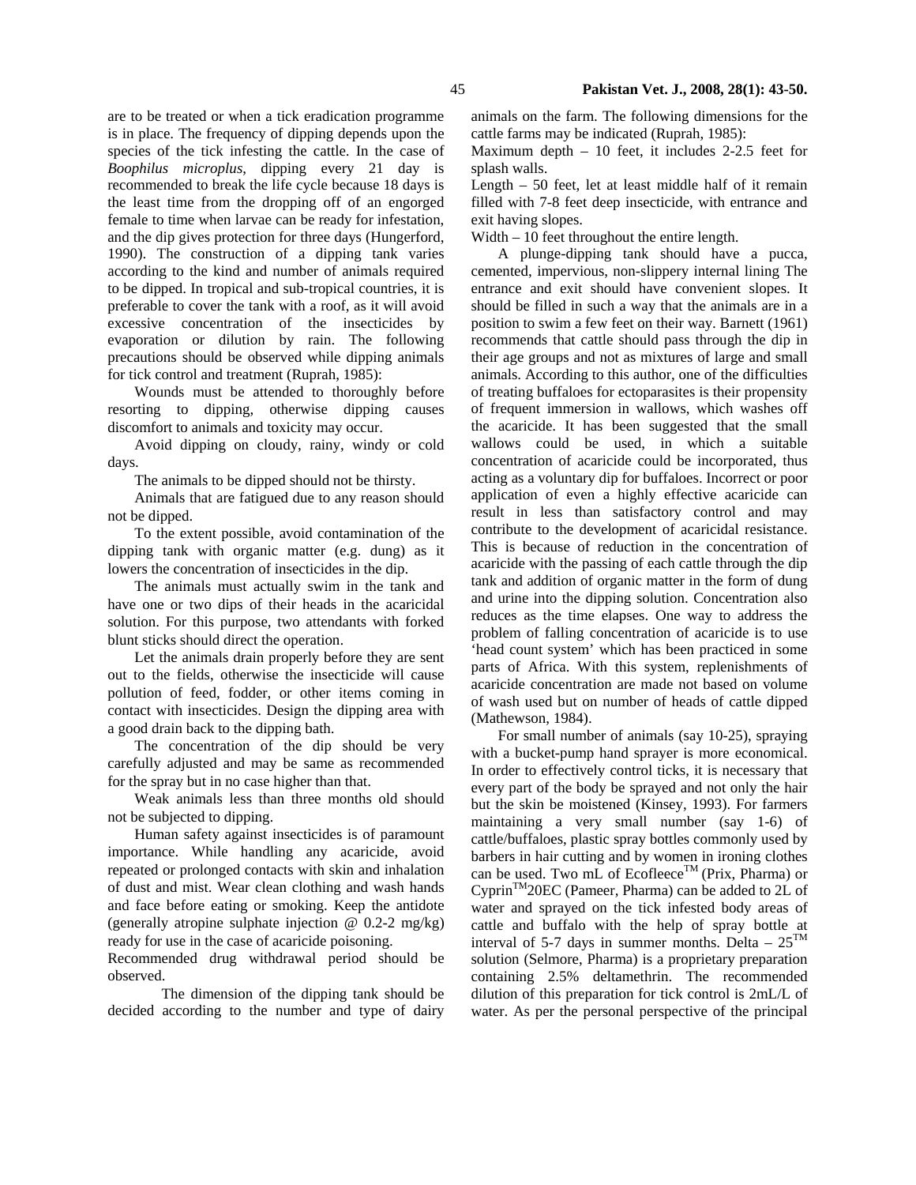are to be treated or when a tick eradication programme is in place. The frequency of dipping depends upon the species of the tick infesting the cattle. In the case of *Boophilus microplus*, dipping every 21 day is recommended to break the life cycle because 18 days is the least time from the dropping off of an engorged female to time when larvae can be ready for infestation, and the dip gives protection for three days (Hungerford, 1990). The construction of a dipping tank varies according to the kind and number of animals required to be dipped. In tropical and sub-tropical countries, it is preferable to cover the tank with a roof, as it will avoid excessive concentration of the insecticides by evaporation or dilution by rain. The following precautions should be observed while dipping animals for tick control and treatment (Ruprah, 1985):

Wounds must be attended to thoroughly before resorting to dipping, otherwise dipping causes discomfort to animals and toxicity may occur.

Avoid dipping on cloudy, rainy, windy or cold days.

The animals to be dipped should not be thirsty.

Animals that are fatigued due to any reason should not be dipped.

To the extent possible, avoid contamination of the dipping tank with organic matter (e.g. dung) as it lowers the concentration of insecticides in the dip.

The animals must actually swim in the tank and have one or two dips of their heads in the acaricidal solution. For this purpose, two attendants with forked blunt sticks should direct the operation.

Let the animals drain properly before they are sent out to the fields, otherwise the insecticide will cause pollution of feed, fodder, or other items coming in contact with insecticides. Design the dipping area with a good drain back to the dipping bath.

The concentration of the dip should be very carefully adjusted and may be same as recommended for the spray but in no case higher than that.

Weak animals less than three months old should not be subjected to dipping.

Human safety against insecticides is of paramount importance. While handling any acaricide, avoid repeated or prolonged contacts with skin and inhalation of dust and mist. Wear clean clothing and wash hands and face before eating or smoking. Keep the antidote (generally atropine sulphate injection @ 0.2-2 mg/kg) ready for use in the case of acaricide poisoning.

Recommended drug withdrawal period should be observed.

The dimension of the dipping tank should be decided according to the number and type of dairy animals on the farm. The following dimensions for the cattle farms may be indicated (Ruprah, 1985):

Maximum depth – 10 feet, it includes 2-2.5 feet for splash walls.

Length – 50 feet, let at least middle half of it remain filled with 7-8 feet deep insecticide, with entrance and exit having slopes.

Width – 10 feet throughout the entire length.

A plunge-dipping tank should have a pucca, cemented, impervious, non-slippery internal lining The entrance and exit should have convenient slopes. It should be filled in such a way that the animals are in a position to swim a few feet on their way. Barnett (1961) recommends that cattle should pass through the dip in their age groups and not as mixtures of large and small animals. According to this author, one of the difficulties of treating buffaloes for ectoparasites is their propensity of frequent immersion in wallows, which washes off the acaricide. It has been suggested that the small wallows could be used, in which a suitable concentration of acaricide could be incorporated, thus acting as a voluntary dip for buffaloes. Incorrect or poor application of even a highly effective acaricide can result in less than satisfactory control and may contribute to the development of acaricidal resistance. This is because of reduction in the concentration of acaricide with the passing of each cattle through the dip tank and addition of organic matter in the form of dung and urine into the dipping solution. Concentration also reduces as the time elapses. One way to address the problem of falling concentration of acaricide is to use 'head count system' which has been practiced in some parts of Africa. With this system, replenishments of acaricide concentration are made not based on volume of wash used but on number of heads of cattle dipped (Mathewson, 1984).

For small number of animals (say 10-25), spraying with a bucket-pump hand sprayer is more economical. In order to effectively control ticks, it is necessary that every part of the body be sprayed and not only the hair but the skin be moistened (Kinsey, 1993). For farmers maintaining a very small number (say 1-6) of cattle/buffaloes, plastic spray bottles commonly used by barbers in hair cutting and by women in ironing clothes can be used. Two mL of Ecofleece™ (Prix, Pharma) or Cyprin™20EC (Pameer, Pharma) can be added to 2L of water and sprayed on the tick infested body areas of cattle and buffalo with the help of spray bottle at interval of 5-7 days in summer months. Delta – 25™ solution (Selmore, Pharma) is a proprietary preparation containing 2.5% deltamethrin. The recommended dilution of this preparation for tick control is 2mL/L of water. As per the personal perspective of the principal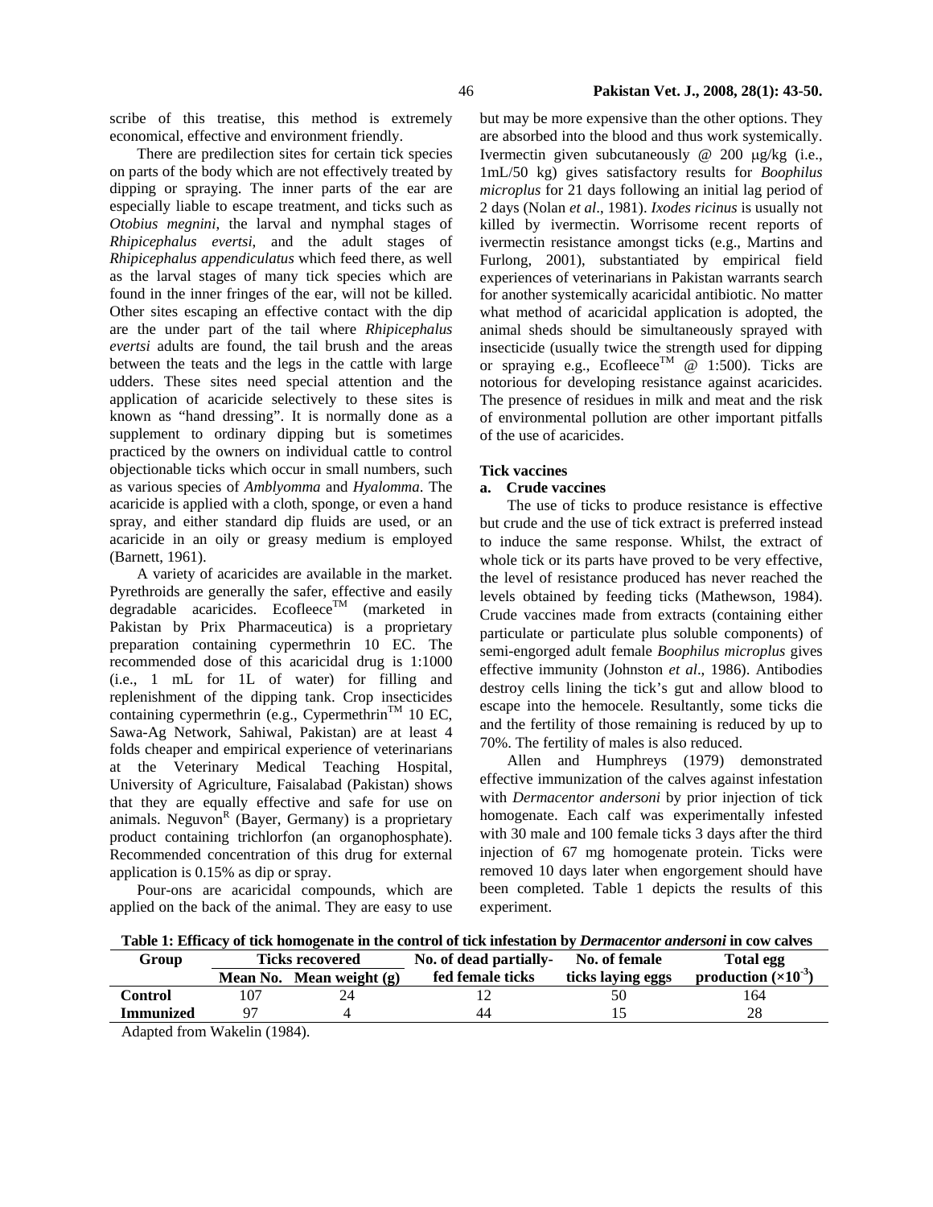scribe of this treatise, this method is extremely economical, effective and environment friendly.

There are predilection sites for certain tick species on parts of the body which are not effectively treated by dipping or spraying. The inner parts of the ear are especially liable to escape treatment, and ticks such as *Otobius megnini*, the larval and nymphal stages of *Rhipicephalus evertsi*, and the adult stages of *Rhipicephalus appendiculatus* which feed there, as well as the larval stages of many tick species which are found in the inner fringes of the ear, will not be killed. Other sites escaping an effective contact with the dip are the under part of the tail where *Rhipicephalus evertsi* adults are found, the tail brush and the areas between the teats and the legs in the cattle with large udders. These sites need special attention and the application of acaricide selectively to these sites is known as "hand dressing". It is normally done as a supplement to ordinary dipping but is sometimes practiced by the owners on individual cattle to control objectionable ticks which occur in small numbers, such as various species of *Amblyomma* and *Hyalomma*. The acaricide is applied with a cloth, sponge, or even a hand spray, and either standard dip fluids are used, or an acaricide in an oily or greasy medium is employed (Barnett, 1961).

A variety of acaricides are available in the market. Pyrethroids are generally the safer, effective and easily degradable acaricides. Ecofleece™ (marketed in Pakistan by Prix Pharmaceutica) is a proprietary preparation containing cypermethrin 10 EC. The recommended dose of this acaricidal drug is 1:1000 (i.e., 1 mL for 1L of water) for filling and replenishment of the dipping tank. Crop insecticides containing cypermethrin (e.g., Cypermethrin™ 10 EC, Sawa-Ag Network, Sahiwal, Pakistan) are at least 4 folds cheaper and empirical experience of veterinarians at the Veterinary Medical Teaching Hospital, University of Agriculture, Faisalabad (Pakistan) shows that they are equally effective and safe for use on animals. Neguvon® (Bayer, Germany) is a proprietary product containing trichlorfon (an organophosphate). Recommended concentration of this drug for external application is 0.15% as dip or spray.

Pour-ons are acaricidal compounds, which are applied on the back of the animal. They are easy to use but may be more expensive than the other options. They are absorbed into the blood and thus work systemically. Ivermectin given subcutaneously @ 200 μg/kg (i.e., 1mL/50 kg) gives satisfactory results for *Boophilus microplus* for 21 days following an initial lag period of 2 days (Nolan *et al*., 1981). *Ixodes ricinus* is usually not killed by ivermectin. Worrisome recent reports of ivermectin resistance amongst ticks (e.g., Martins and Furlong, 2001), substantiated by empirical field experiences of veterinarians in Pakistan warrants search for another systemically acaricidal antibiotic. No matter what method of acaricidal application is adopted, the animal sheds should be simultaneously sprayed with insecticide (usually twice the strength used for dipping or spraying e.g., Ecofleece™ @ 1:500). Ticks are notorious for developing resistance against acaricides. The presence of residues in milk and meat and the risk of environmental pollution are other important pitfalls of the use of acaricides.

### Tick vaccines

#### a. Crude vaccines

The use of ticks to produce resistance is effective but crude and the use of tick extract is preferred instead to induce the same response. Whilst, the extract of whole tick or its parts have proved to be very effective, the level of resistance produced has never reached the levels obtained by feeding ticks (Mathewson, 1984). Crude vaccines made from extracts (containing either particulate or particulate plus soluble components) of semi-engorged adult female *Boophilus microplus* gives effective immunity (Johnston *et al*., 1986). Antibodies destroy cells lining the tick's gut and allow blood to escape into the hemocele. Resultantly, some ticks die and the fertility of those remaining is reduced by up to 70%. The fertility of males is also reduced.

Allen and Humphreys (1979) demonstrated effective immunization of the calves against infestation with *Dermacentor andersoni* by prior injection of tick homogenate. Each calf was experimentally infested with 30 male and 100 female ticks 3 days after the third injection of 67 mg homogenate protein. Ticks were removed 10 days later when engorgement should have been completed. Table 1 depicts the results of this experiment.

**Table 1: Efficacy of tick homogenate in the control of tick infestation by *Dermacentor andersoni* in cow calves**

| Group | Ticks recovered | | No. of dead partially-fed female ticks | No. of female ticks laying eggs | Total egg production ($\times 10^{-3}$) |
|---|---|---|---|---|---|
| | Mean No. | Mean weight (g) | | | |
| **Control** | 107 | 24 | 12 | 50 | 164 |
| **Immunized** | 97 | 4 | 44 | 15 | 28 |

Adapted from Wakelin (1984).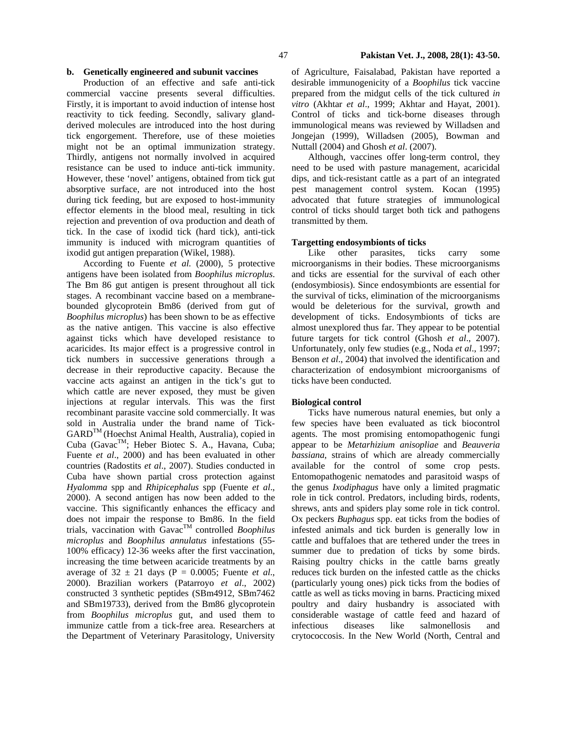### b. Genetically engineered and subunit vaccines

Production of an effective and safe anti-tick commercial vaccine presents several difficulties. Firstly, it is important to avoid induction of intense host reactivity to tick feeding. Secondly, salivary gland-derived molecules are introduced into the host during tick engorgement. Therefore, use of these moieties might not be an optimal immunization strategy. Thirdly, antigens not normally involved in acquired resistance can be used to induce anti-tick immunity. However, these 'novel' antigens, obtained from tick gut absorptive surface, are not introduced into the host during tick feeding, but are exposed to host-immunity effector elements in the blood meal, resulting in tick rejection and prevention of ova production and death of tick. In the case of ixodid tick (hard tick), anti-tick immunity is induced with microgram quantities of ixodid gut antigen preparation (Wikel, 1988).

According to Fuente *et al.* (2000), 5 protective antigens have been isolated from *Boophilus microplus*. The Bm 86 gut antigen is present throughout all tick stages. A recombinant vaccine based on a membrane-bounded glycoprotein Bm86 (derived from gut of *Boophilus microplus*) has been shown to be as effective as the native antigen. This vaccine is also effective against ticks which have developed resistance to acaricides. Its major effect is a progressive control in tick numbers in successive generations through a decrease in their reproductive capacity. Because the vaccine acts against an antigen in the tick's gut to which cattle are never exposed, they must be given injections at regular intervals. This was the first recombinant parasite vaccine sold commercially. It was sold in Australia under the brand name of Tick-GARD™ (Hoechst Animal Health, Australia), copied in Cuba (Gavac™; Heber Biotec S. A., Havana, Cuba; Fuente *et al*., 2000) and has been evaluated in other countries (Radostits *et al*., 2007). Studies conducted in Cuba have shown partial cross protection against *Hyalomma* spp and *Rhipicephalus* spp (Fuente *et al*., 2000). A second antigen has now been added to the vaccine. This significantly enhances the efficacy and does not impair the response to Bm86. In the field trials, vaccination with Gavac™ controlled *Boophilus microplus* and *Boophilus annulatus* infestations (55-100% efficacy) 12-36 weeks after the first vaccination, increasing the time between acaricide treatments by an average of $32 \pm 21$ days ($P = 0.0005$; Fuente *et al*., 2000). Brazilian workers (Patarroyo *et al*., 2002) constructed 3 synthetic peptides (SBm4912, SBm7462 and SBm19733), derived from the Bm86 glycoprotein from *Boophilus microplus* gut, and used them to immunize cattle from a tick-free area. Researchers at the Department of Veterinary Parasitology, University of Agriculture, Faisalabad, Pakistan have reported a desirable immunogenicity of a *Boophilus* tick vaccine prepared from the midgut cells of the tick cultured *in vitro* (Akhtar *et al*., 1999; Akhtar and Hayat, 2001). Control of ticks and tick-borne diseases through immunological means was reviewed by Willadsen and Jongejan (1999), Willadsen (2005), Bowman and Nuttall (2004) and Ghosh *et al*. (2007).

Although, vaccines offer long-term control, they need to be used with pasture management, acaricidal dips, and tick-resistant cattle as a part of an integrated pest management control system. Kocan (1995) advocated that future strategies of immunological control of ticks should target both tick and pathogens transmitted by them.

### Targetting endosymbionts of ticks

Like other parasites, ticks carry some microorganisms in their bodies. These microorganisms and ticks are essential for the survival of each other (endosymbiosis). Since endosymbionts are essential for the survival of ticks, elimination of the microorganisms would be deleterious for the survival, growth and development of ticks. Endosymbionts of ticks are almost unexplored thus far. They appear to be potential future targets for tick control (Ghosh *et al*., 2007). Unfortunately, only few studies (e.g., Noda *et al*., 1997; Benson *et al*., 2004) that involved the identification and characterization of endosymbiont microorganisms of ticks have been conducted.

### Biological control

Ticks have numerous natural enemies, but only a few species have been evaluated as tick biocontrol agents. The most promising entomopathogenic fungi appear to be *Metarhizium anisopliae* and *Beauveria bassiana*, strains of which are already commercially available for the control of some crop pests. Entomopathogenic nematodes and parasitoid wasps of the genus *Ixodiphagus* have only a limited pragmatic role in tick control. Predators, including birds, rodents, shrews, ants and spiders play some role in tick control. Ox peckers *Buphagus* spp. eat ticks from the bodies of infested animals and tick burden is generally low in cattle and buffaloes that are tethered under the trees in summer due to predation of ticks by some birds. Raising poultry chicks in the cattle barns greatly reduces tick burden on the infested cattle as the chicks (particularly young ones) pick ticks from the bodies of cattle as well as ticks moving in barns. Practicing mixed poultry and dairy husbandry is associated with considerable wastage of cattle feed and hazard of infectious diseases like salmonellosis and crytococcosis. In the New World (North, Central and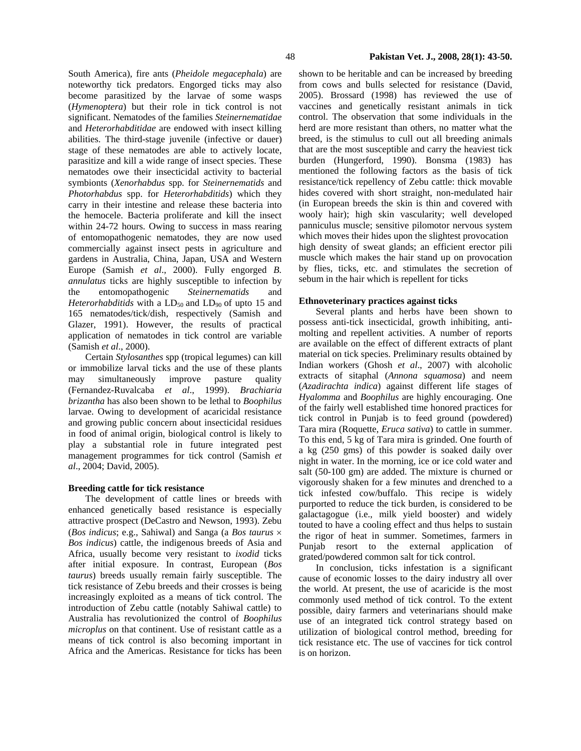South America), fire ants (*Pheidole megacephala*) are noteworthy tick predators. Engorged ticks may also become parasitized by the larvae of some wasps (*Hymenoptera*) but their role in tick control is not significant. Nematodes of the families *Steinernematidae* and *Heterorhabditidae* are endowed with insect killing abilities. The third-stage juvenile (infective or dauer) stage of these nematodes are able to actively locate, parasitize and kill a wide range of insect species. These nematodes owe their insecticidal activity to bacterial symbionts (*Xenorhabdus* spp. for *Steinernematids* and *Photorhabdus* spp. for *Heterorhabditids*) which they carry in their intestine and release these bacteria into the hemocele. Bacteria proliferate and kill the insect within 24-72 hours. Owing to success in mass rearing of entomopathogenic nematodes, they are now used commercially against insect pests in agriculture and gardens in Australia, China, Japan, USA and Western Europe (Samish *et al*., 2000). Fully engorged *B. annulatus* ticks are highly susceptible to infection by the entomopathogenic *Steinernematids* and *Heterorhabditids* with a $LD_{50}$ and $LD_{90}$ of upto 15 and 165 nematodes/tick/dish, respectively (Samish and Glazer, 1991). However, the results of practical application of nematodes in tick control are variable (Samish *et al*., 2000).

Certain *Stylosanthes* spp (tropical legumes) can kill or immobilize larval ticks and the use of these plants may simultaneously improve pasture quality (Fernandez-Ruvalcaba *et al*., 1999). *Brachiaria brizantha* has also been shown to be lethal to *Boophilus* larvae. Owing to development of acaricidal resistance and growing public concern about insecticidal residues in food of animal origin, biological control is likely to play a substantial role in future integrated pest management programmes for tick control (Samish *et al*., 2004; David, 2005).

**Breeding cattle for tick resistance**

The development of cattle lines or breeds with enhanced genetically based resistance is especially attractive prospect (DeCastro and Newson, 1993). Zebu (*Bos indicus*; e.g., Sahiwal) and Sanga (a *Bos taurus* × *Bos indicus*) cattle, the indigenous breeds of Asia and Africa, usually become very resistant to *ixodid* ticks after initial exposure. In contrast, European (*Bos taurus*) breeds usually remain fairly susceptible. The tick resistance of Zebu breeds and their crosses is being increasingly exploited as a means of tick control. The introduction of Zebu cattle (notably Sahiwal cattle) to Australia has revolutionized the control of *Boophilus microplus* on that continent. Use of resistant cattle as a means of tick control is also becoming important in Africa and the Americas. Resistance for ticks has been shown to be heritable and can be increased by breeding from cows and bulls selected for resistance (David, 2005). Brossard (1998) has reviewed the use of vaccines and genetically resistant animals in tick control. The observation that some individuals in the herd are more resistant than others, no matter what the breed, is the stimulus to cull out all breeding animals that are the most susceptible and carry the heaviest tick burden (Hungerford, 1990). Bonsma (1983) has mentioned the following factors as the basis of tick resistance/tick repellency of Zebu cattle: thick movable hides covered with short straight, non-medulated hair (in European breeds the skin is thin and covered with wooly hair); high skin vascularity; well developed panniculus muscle; sensitive pilomotor nervous system which moves their hides upon the slightest provocation high density of sweat glands; an efficient erector pili muscle which makes the hair stand up on provocation by flies, ticks, etc. and stimulates the secretion of sebum in the hair which is repellent for ticks

**Ethnoveterinary practices against ticks**

Several plants and herbs have been shown to possess anti-tick insecticidal, growth inhibiting, anti-molting and repellent activities. A number of reports are available on the effect of different extracts of plant material on tick species. Preliminary results obtained by Indian workers (Ghosh *et al*., 2007) with alcoholic extracts of sitaphal (*Annona squamosa*) and neem (*Azadirachta indica*) against different life stages of *Hyalomma* and *Boophilus* are highly encouraging. One of the fairly well established time honored practices for tick control in Punjab is to feed ground (powdered) Tara mira (Roquette, *Eruca sativa*) to cattle in summer. To this end, 5 kg of Tara mira is grinded. One fourth of a kg (250 gms) of this powder is soaked daily over night in water. In the morning, ice or ice cold water and salt (50-100 gm) are added. The mixture is churned or vigorously shaken for a few minutes and drenched to a tick infested cow/buffalo. This recipe is widely purported to reduce the tick burden, is considered to be galactagogue (i.e., milk yield booster) and widely touted to have a cooling effect and thus helps to sustain the rigor of heat in summer. Sometimes, farmers in Punjab resort to the external application of grated/powdered common salt for tick control.

In conclusion, ticks infestation is a significant cause of economic losses to the dairy industry all over the world. At present, the use of acaricide is the most commonly used method of tick control. To the extent possible, dairy farmers and veterinarians should make use of an integrated tick control strategy based on utilization of biological control method, breeding for tick resistance etc. The use of vaccines for tick control is on horizon.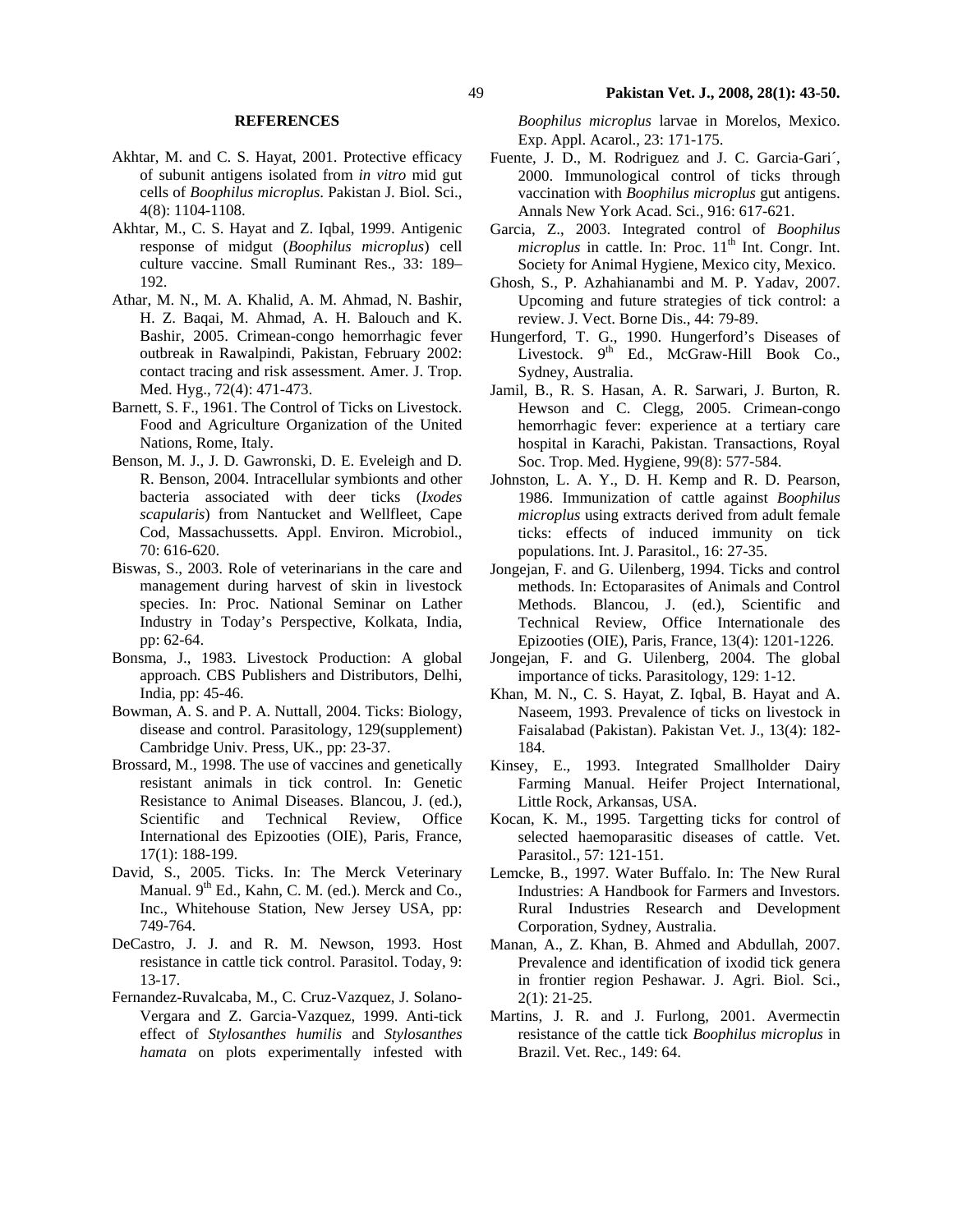## REFERENCES

Akhtar, M. and C. S. Hayat, 2001. Protective efficacy of subunit antigens isolated from *in vitro* mid gut cells of *Boophilus microplus*. Pakistan J. Biol. Sci., 4(8): 1104-1108.

Akhtar, M., C. S. Hayat and Z. Iqbal, 1999. Antigenic response of midgut (*Boophilus microplus*) cell culture vaccine. Small Ruminant Res., 33: 189–192.

Athar, M. N., M. A. Khalid, A. M. Ahmad, N. Bashir, H. Z. Baqai, M. Ahmad, A. H. Balouch and K. Bashir, 2005. Crimean-congo hemorrhagic fever outbreak in Rawalpindi, Pakistan, February 2002: contact tracing and risk assessment. Amer. J. Trop. Med. Hyg., 72(4): 471-473.

Barnett, S. F., 1961. The Control of Ticks on Livestock. Food and Agriculture Organization of the United Nations, Rome, Italy.

Benson, M. J., J. D. Gawronski, D. E. Eveleigh and D. R. Benson, 2004. Intracellular symbionts and other bacteria associated with deer ticks (*Ixodes scapularis*) from Nantucket and Wellfleet, Cape Cod, Massachussetts. Appl. Environ. Microbiol., 70: 616-620.

Biswas, S., 2003. Role of veterinarians in the care and management during harvest of skin in livestock species. In: Proc. National Seminar on Lather Industry in Today's Perspective, Kolkata, India, pp: 62-64.

Bonsma, J., 1983. Livestock Production: A global approach. CBS Publishers and Distributors, Delhi, India, pp: 45-46.

Bowman, A. S. and P. A. Nuttall, 2004. Ticks: Biology, disease and control. Parasitology, 129(supplement) Cambridge Univ. Press, UK., pp: 23-37.

Brossard, M., 1998. The use of vaccines and genetically resistant animals in tick control. In: Genetic Resistance to Animal Diseases. Blancou, J. (ed.), Scientific and Technical Review, Office International des Epizooties (OIE), Paris, France, 17(1): 188-199.

David, S., 2005. Ticks. In: The Merck Veterinary Manual. 9th Ed., Kahn, C. M. (ed.). Merck and Co., Inc., Whitehouse Station, New Jersey USA, pp: 749-764.

DeCastro, J. J. and R. M. Newson, 1993. Host resistance in cattle tick control. Parasitol. Today, 9: 13-17.

Fernandez-Ruvalcaba, M., C. Cruz-Vazquez, J. Solano-Vergara and Z. Garcia-Vazquez, 1999. Anti-tick effect of *Stylosanthes humilis* and *Stylosanthes hamata* on plots experimentally infested with *Boophilus microplus* larvae in Morelos, Mexico. Exp. Appl. Acarol., 23: 171-175.

Fuente, J. D., M. Rodriguez and J. C. Garcia-Gari´, 2000. Immunological control of ticks through vaccination with *Boophilus microplus* gut antigens. Annals New York Acad. Sci., 916: 617-621.

Garcia, Z., 2003. Integrated control of *Boophilus microplus* in cattle. In: Proc. 11th Int. Congr. Int. Society for Animal Hygiene, Mexico city, Mexico.

Ghosh, S., P. Azhahianambi and M. P. Yadav, 2007. Upcoming and future strategies of tick control: a review. J. Vect. Borne Dis., 44: 79-89.

Hungerford, T. G., 1990. Hungerford's Diseases of Livestock. 9th Ed., McGraw-Hill Book Co., Sydney, Australia.

Jamil, B., R. S. Hasan, A. R. Sarwari, J. Burton, R. Hewson and C. Clegg, 2005. Crimean-congo hemorrhagic fever: experience at a tertiary care hospital in Karachi, Pakistan. Transactions, Royal Soc. Trop. Med. Hygiene, 99(8): 577-584.

Johnston, L. A. Y., D. H. Kemp and R. D. Pearson, 1986. Immunization of cattle against *Boophilus microplus* using extracts derived from adult female ticks: effects of induced immunity on tick populations. Int. J. Parasitol., 16: 27-35.

Jongejan, F. and G. Uilenberg, 1994. Ticks and control methods. In: Ectoparasites of Animals and Control Methods. Blancou, J. (ed.), Scientific and Technical Review, Office Internationale des Epizooties (OIE), Paris, France, 13(4): 1201-1226.

Jongejan, F. and G. Uilenberg, 2004. The global importance of ticks. Parasitology, 129: 1-12.

Khan, M. N., C. S. Hayat, Z. Iqbal, B. Hayat and A. Naseem, 1993. Prevalence of ticks on livestock in Faisalabad (Pakistan). Pakistan Vet. J., 13(4): 182-184.

Kinsey, E., 1993. Integrated Smallholder Dairy Farming Manual. Heifer Project International, Little Rock, Arkansas, USA.

Kocan, K. M., 1995. Targetting ticks for control of selected haemoparasitic diseases of cattle. Vet. Parasitol., 57: 121-151.

Lemcke, B., 1997. Water Buffalo. In: The New Rural Industries: A Handbook for Farmers and Investors. Rural Industries Research and Development Corporation, Sydney, Australia.

Manan, A., Z. Khan, B. Ahmed and Abdullah, 2007. Prevalence and identification of ixodid tick genera in frontier region Peshawar. J. Agri. Biol. Sci., 2(1): 21-25.

Martins, J. R. and J. Furlong, 2001. Avermectin resistance of the cattle tick *Boophilus microplus* in Brazil. Vet. Rec., 149: 64.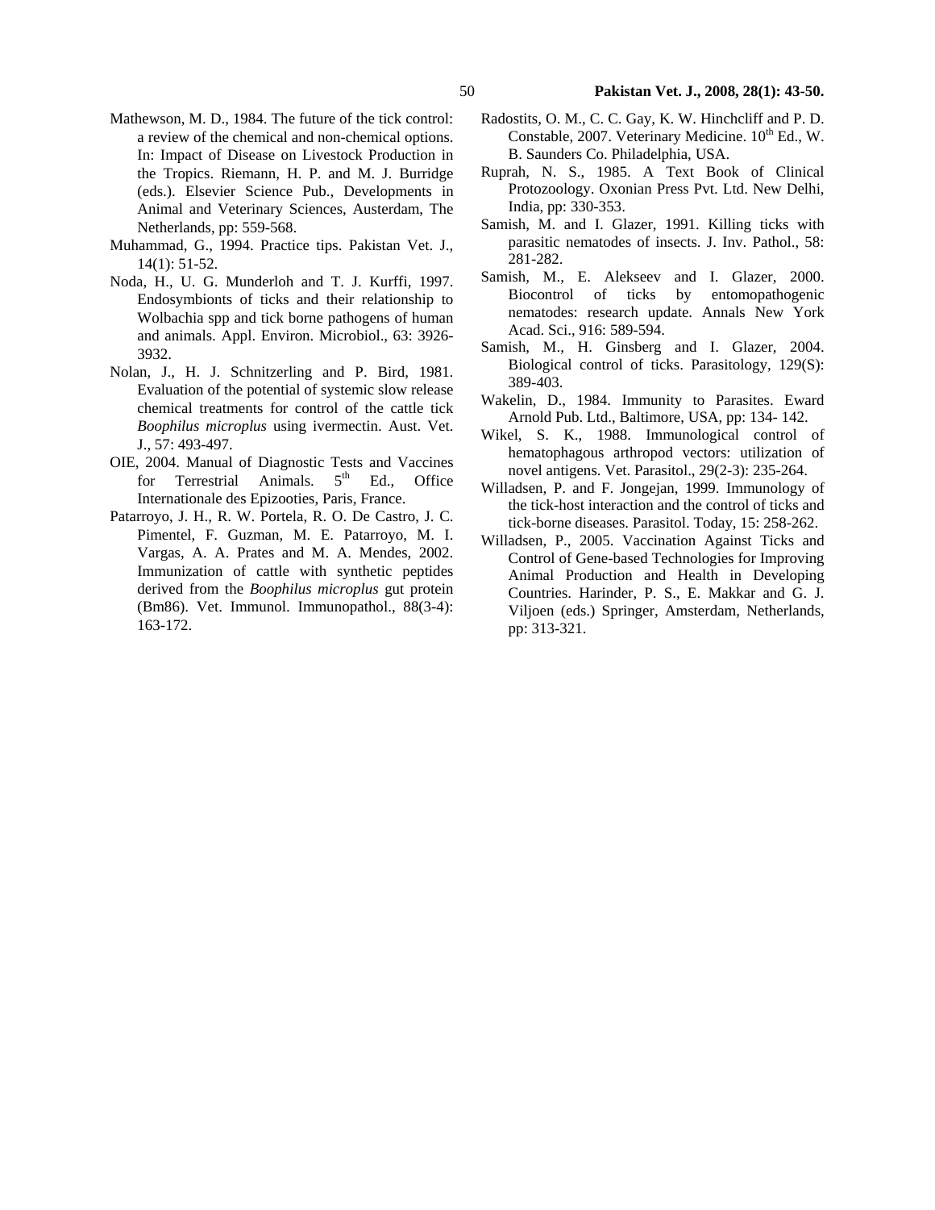Mathewson, M. D., 1984. The future of the tick control: a review of the chemical and non-chemical options. In: Impact of Disease on Livestock Production in the Tropics. Riemann, H. P. and M. J. Burridge (eds.). Elsevier Science Pub., Developments in Animal and Veterinary Sciences, Austerdam, The Netherlands, pp: 559-568.

Muhammad, G., 1994. Practice tips. Pakistan Vet. J., 14(1): 51-52.

Noda, H., U. G. Munderloh and T. J. Kurffi, 1997. Endosymbionts of ticks and their relationship to Wolbachia spp and tick borne pathogens of human and animals. Appl. Environ. Microbiol., 63: 3926-3932.

Nolan, J., H. J. Schnitzerling and P. Bird, 1981. Evaluation of the potential of systemic slow release chemical treatments for control of the cattle tick *Boophilus microplus* using ivermectin. Aust. Vet. J., 57: 493-497.

OIE, 2004. Manual of Diagnostic Tests and Vaccines for Terrestrial Animals. 5th Ed., Office Internationale des Epizooties, Paris, France.

Patarroyo, J. H., R. W. Portela, R. O. De Castro, J. C. Pimentel, F. Guzman, M. E. Patarroyo, M. I. Vargas, A. A. Prates and M. A. Mendes, 2002. Immunization of cattle with synthetic peptides derived from the *Boophilus microplus* gut protein (Bm86). Vet. Immunol. Immunopathol., 88(3-4): 163-172.

Radostits, O. M., C. C. Gay, K. W. Hinchcliff and P. D. Constable, 2007. Veterinary Medicine. 10th Ed., W. B. Saunders Co. Philadelphia, USA.

Ruprah, N. S., 1985. A Text Book of Clinical Protozoology. Oxonian Press Pvt. Ltd. New Delhi, India, pp: 330-353.

Samish, M. and I. Glazer, 1991. Killing ticks with parasitic nematodes of insects. J. Inv. Pathol., 58: 281-282.

Samish, M., E. Alekseev and I. Glazer, 2000. Biocontrol of ticks by entomopathogenic nematodes: research update. Annals New York Acad. Sci., 916: 589-594.

Samish, M., H. Ginsberg and I. Glazer, 2004. Biological control of ticks. Parasitology, 129(S): 389-403.

Wakelin, D., 1984. Immunity to Parasites. Eward Arnold Pub. Ltd., Baltimore, USA, pp: 134- 142.

Wikel, S. K., 1988. Immunological control of hematophagous arthropod vectors: utilization of novel antigens. Vet. Parasitol., 29(2-3): 235-264.

Willadsen, P. and F. Jongejan, 1999. Immunology of the tick-host interaction and the control of ticks and tick-borne diseases. Parasitol. Today, 15: 258-262.

Willadsen, P., 2005. Vaccination Against Ticks and Control of Gene-based Technologies for Improving Animal Production and Health in Developing Countries. Harinder, P. S., E. Makkar and G. J. Viljoen (eds.) Springer, Amsterdam, Netherlands, pp: 313-321.